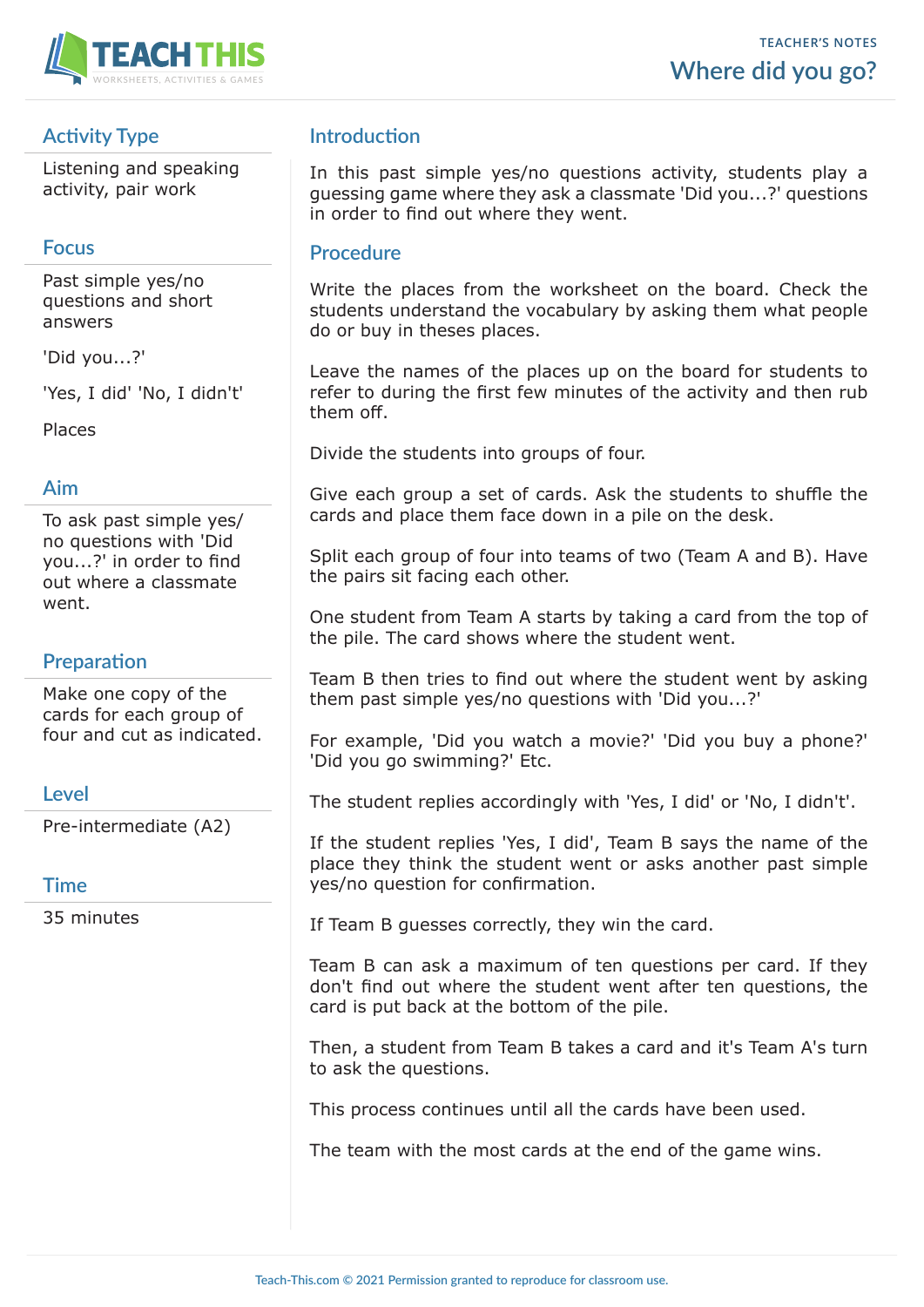TEACHER'S NOTES

# Where did you go?

## Activity Type

Listening and speaking activity, pair work

## Focus

Past simple yes/no questions and short answers

'Did you...?'

'Yes, I did' 'No, I didn't'

Places

## Aim

To ask past simple yes/no questions with 'Did you...?' in order to find out where a classmate went.

## Preparation

Make one copy of the cards for each group of four and cut as indicated.

## Level

Pre-intermediate (A2)

## Time

35 minutes

## Introduction

In this past simple yes/no questions activity, students play a guessing game where they ask a classmate 'Did you...?' questions in order to find out where they went.

## Procedure

Write the places from the worksheet on the board. Check the students understand the vocabulary by asking them what people do or buy in theses places.

Leave the names of the places up on the board for students to refer to during the first few minutes of the activity and then rub them off.

Divide the students into groups of four.

Give each group a set of cards. Ask the students to shuffle the cards and place them face down in a pile on the desk.

Split each group of four into teams of two (Team A and B). Have the pairs sit facing each other.

One student from Team A starts by taking a card from the top of the pile. The card shows where the student went.

Team B then tries to find out where the student went by asking them past simple yes/no questions with 'Did you...?'

For example, 'Did you watch a movie?' 'Did you buy a phone?' 'Did you go swimming?' Etc.

The student replies accordingly with 'Yes, I did' or 'No, I didn't'.

If the student replies 'Yes, I did', Team B says the name of the place they think the student went or asks another past simple yes/no question for confirmation.

If Team B guesses correctly, they win the card.

Team B can ask a maximum of ten questions per card. If they don't find out where the student went after ten questions, the card is put back at the bottom of the pile.

Then, a student from Team B takes a card and it's Team A's turn to ask the questions.

This process continues until all the cards have been used.

The team with the most cards at the end of the game wins.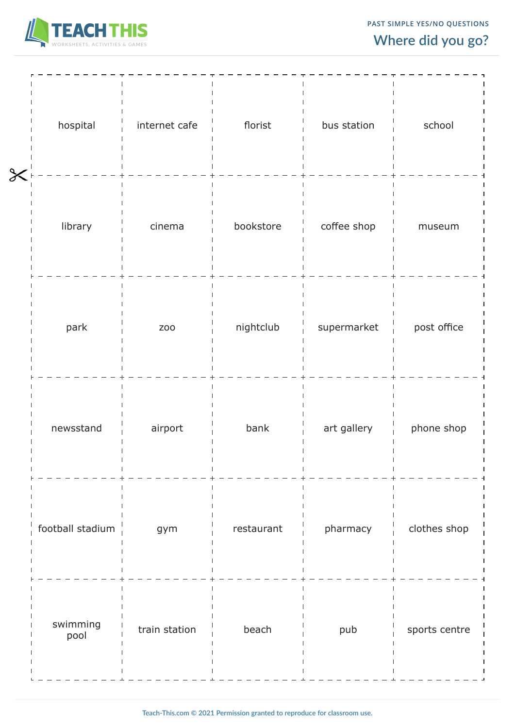## PAST SIMPLE YES/NO QUESTIONS

# Where did you go?

| | | | | |
|---|---|---|---|---|
| hospital | internet cafe | florist | bus station | school |
| library | cinema | bookstore | coffee shop | museum |
| park | zoo | nightclub | supermarket | post office |
| newsstand | airport | bank | art gallery | phone shop |
| football stadium | gym | restaurant | pharmacy | clothes shop |
| swimming pool | train station | beach | pub | sports centre |

Teach-This.com © 2021 Permission granted to reproduce for classroom use.